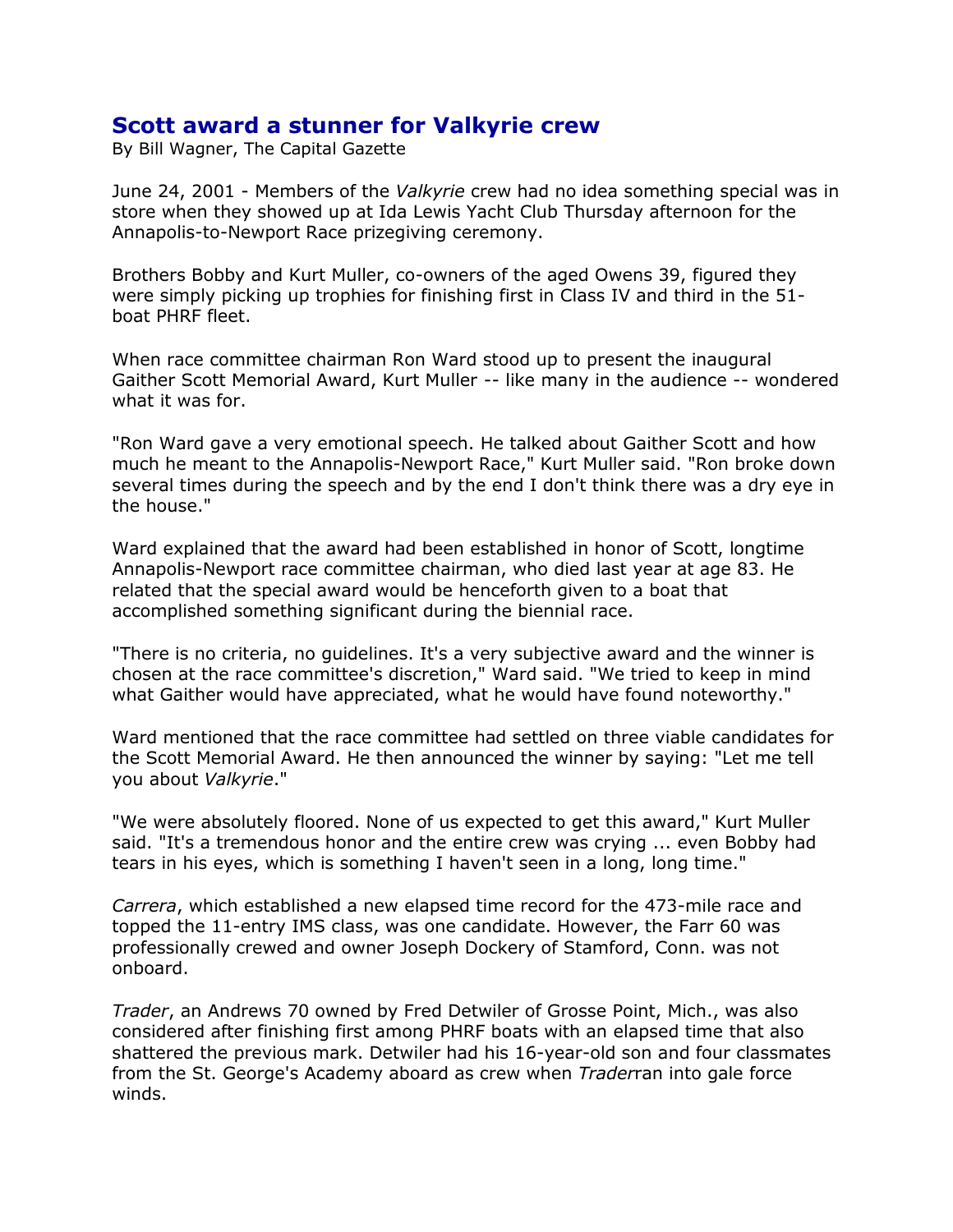# Scott award a stunner for Valkyrie crew

By Bill Wagner, The Capital Gazette

June 24, 2001 - Members of the *Valkyrie* crew had no idea something special was in store when they showed up at Ida Lewis Yacht Club Thursday afternoon for the Annapolis-to-Newport Race prizegiving ceremony.

Brothers Bobby and Kurt Muller, co-owners of the aged Owens 39, figured they were simply picking up trophies for finishing first in Class IV and third in the 51-boat PHRF fleet.

When race committee chairman Ron Ward stood up to present the inaugural Gaither Scott Memorial Award, Kurt Muller -- like many in the audience -- wondered what it was for.

"Ron Ward gave a very emotional speech. He talked about Gaither Scott and how much he meant to the Annapolis-Newport Race," Kurt Muller said. "Ron broke down several times during the speech and by the end I don't think there was a dry eye in the house."

Ward explained that the award had been established in honor of Scott, longtime Annapolis-Newport race committee chairman, who died last year at age 83. He related that the special award would be henceforth given to a boat that accomplished something significant during the biennial race.

"There is no criteria, no guidelines. It's a very subjective award and the winner is chosen at the race committee's discretion," Ward said. "We tried to keep in mind what Gaither would have appreciated, what he would have found noteworthy."

Ward mentioned that the race committee had settled on three viable candidates for the Scott Memorial Award. He then announced the winner by saying: "Let me tell you about *Valkyrie*."

"We were absolutely floored. None of us expected to get this award," Kurt Muller said. "It's a tremendous honor and the entire crew was crying ... even Bobby had tears in his eyes, which is something I haven't seen in a long, long time."

*Carrera*, which established a new elapsed time record for the 473-mile race and topped the 11-entry IMS class, was one candidate. However, the Farr 60 was professionally crewed and owner Joseph Dockery of Stamford, Conn. was not onboard.

*Trader*, an Andrews 70 owned by Fred Detwiler of Grosse Point, Mich., was also considered after finishing first among PHRF boats with an elapsed time that also shattered the previous mark. Detwiler had his 16-year-old son and four classmates from the St. George's Academy aboard as crew when *Trader*ran into gale force winds.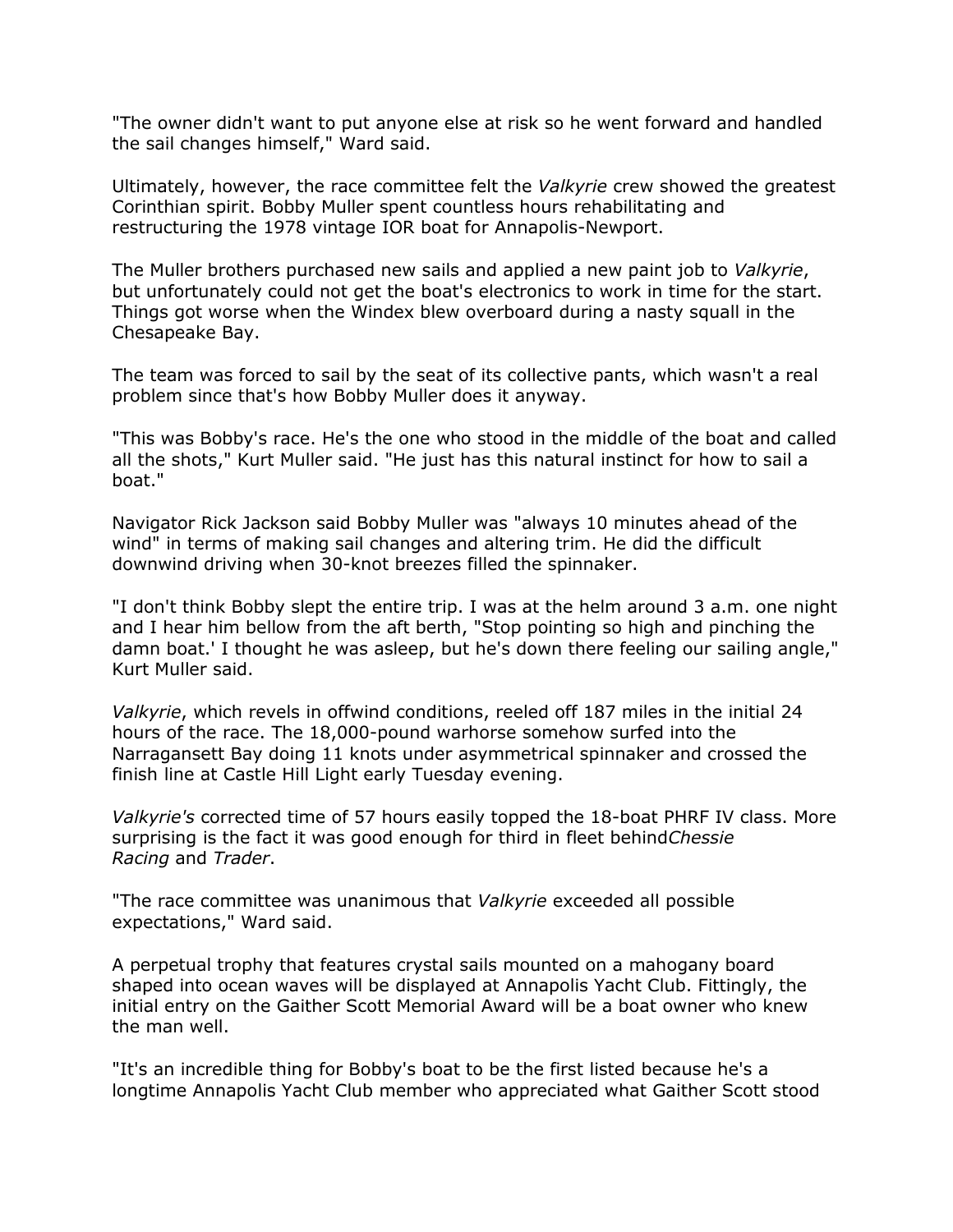"The owner didn't want to put anyone else at risk so he went forward and handled the sail changes himself," Ward said.

Ultimately, however, the race committee felt the *Valkyrie* crew showed the greatest Corinthian spirit. Bobby Muller spent countless hours rehabilitating and restructuring the 1978 vintage IOR boat for Annapolis-Newport.

The Muller brothers purchased new sails and applied a new paint job to *Valkyrie*, but unfortunately could not get the boat's electronics to work in time for the start. Things got worse when the Windex blew overboard during a nasty squall in the Chesapeake Bay.

The team was forced to sail by the seat of its collective pants, which wasn't a real problem since that's how Bobby Muller does it anyway.

"This was Bobby's race. He's the one who stood in the middle of the boat and called all the shots," Kurt Muller said. "He just has this natural instinct for how to sail a boat."

Navigator Rick Jackson said Bobby Muller was "always 10 minutes ahead of the wind" in terms of making sail changes and altering trim. He did the difficult downwind driving when 30-knot breezes filled the spinnaker.

"I don't think Bobby slept the entire trip. I was at the helm around 3 a.m. one night and I hear him bellow from the aft berth, "Stop pointing so high and pinching the damn boat.' I thought he was asleep, but he's down there feeling our sailing angle," Kurt Muller said.

*Valkyrie*, which revels in offwind conditions, reeled off 187 miles in the initial 24 hours of the race. The 18,000-pound warhorse somehow surfed into the Narragansett Bay doing 11 knots under asymmetrical spinnaker and crossed the finish line at Castle Hill Light early Tuesday evening.

*Valkyrie's* corrected time of 57 hours easily topped the 18-boat PHRF IV class. More surprising is the fact it was good enough for third in fleet behind*Chessie Racing* and *Trader*.

"The race committee was unanimous that *Valkyrie* exceeded all possible expectations," Ward said.

A perpetual trophy that features crystal sails mounted on a mahogany board shaped into ocean waves will be displayed at Annapolis Yacht Club. Fittingly, the initial entry on the Gaither Scott Memorial Award will be a boat owner who knew the man well.

"It's an incredible thing for Bobby's boat to be the first listed because he's a longtime Annapolis Yacht Club member who appreciated what Gaither Scott stood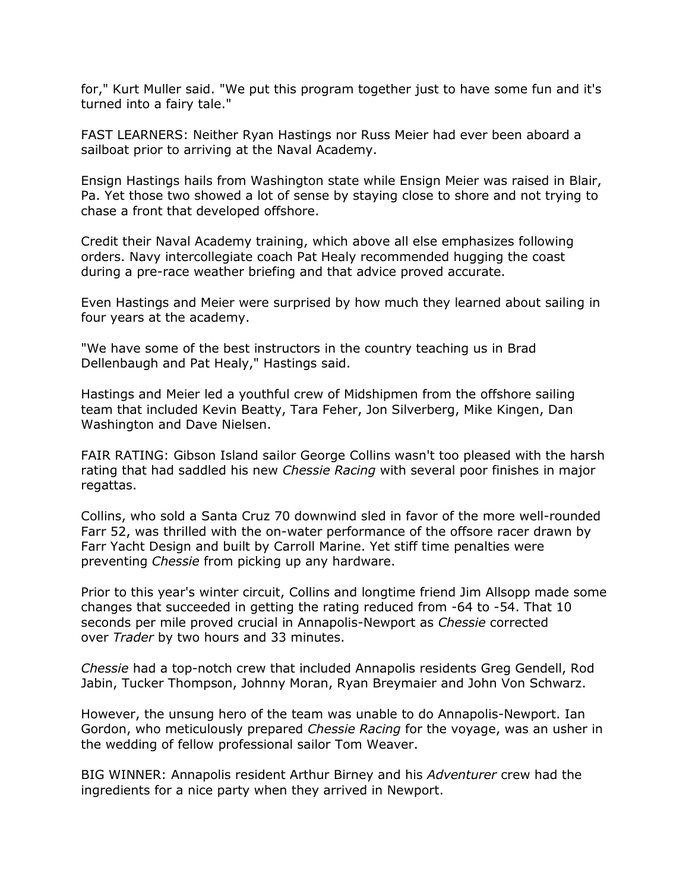for," Kurt Muller said. "We put this program together just to have some fun and it's turned into a fairy tale."

FAST LEARNERS: Neither Ryan Hastings nor Russ Meier had ever been aboard a sailboat prior to arriving at the Naval Academy.

Ensign Hastings hails from Washington state while Ensign Meier was raised in Blair, Pa. Yet those two showed a lot of sense by staying close to shore and not trying to chase a front that developed offshore.

Credit their Naval Academy training, which above all else emphasizes following orders. Navy intercollegiate coach Pat Healy recommended hugging the coast during a pre-race weather briefing and that advice proved accurate.

Even Hastings and Meier were surprised by how much they learned about sailing in four years at the academy.

"We have some of the best instructors in the country teaching us in Brad Dellenbaugh and Pat Healy," Hastings said.

Hastings and Meier led a youthful crew of Midshipmen from the offshore sailing team that included Kevin Beatty, Tara Feher, Jon Silverberg, Mike Kingen, Dan Washington and Dave Nielsen.

FAIR RATING: Gibson Island sailor George Collins wasn't too pleased with the harsh rating that had saddled his new *Chessie Racing* with several poor finishes in major regattas.

Collins, who sold a Santa Cruz 70 downwind sled in favor of the more well-rounded Farr 52, was thrilled with the on-water performance of the offsore racer drawn by Farr Yacht Design and built by Carroll Marine. Yet stiff time penalties were preventing *Chessie* from picking up any hardware.

Prior to this year's winter circuit, Collins and longtime friend Jim Allsopp made some changes that succeeded in getting the rating reduced from -64 to -54. That 10 seconds per mile proved crucial in Annapolis-Newport as *Chessie* corrected over *Trader* by two hours and 33 minutes.

*Chessie* had a top-notch crew that included Annapolis residents Greg Gendell, Rod Jabin, Tucker Thompson, Johnny Moran, Ryan Breymaier and John Von Schwarz.

However, the unsung hero of the team was unable to do Annapolis-Newport. Ian Gordon, who meticulously prepared *Chessie Racing* for the voyage, was an usher in the wedding of fellow professional sailor Tom Weaver.

BIG WINNER: Annapolis resident Arthur Birney and his *Adventurer* crew had the ingredients for a nice party when they arrived in Newport.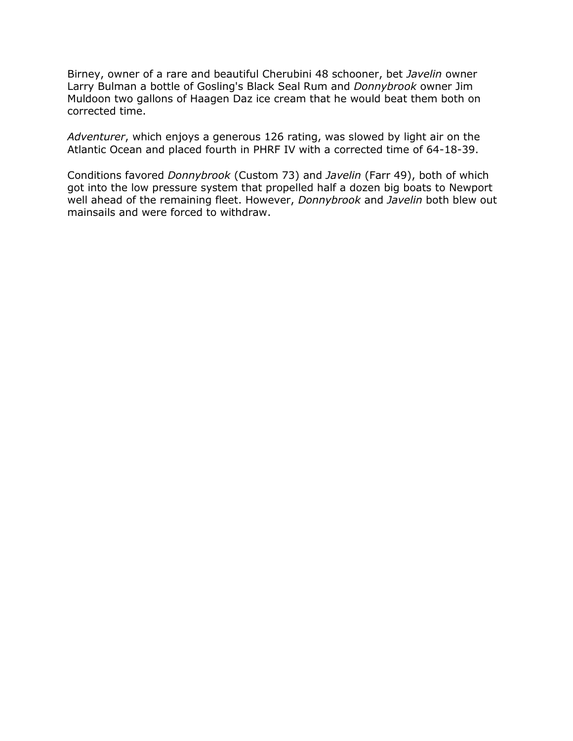Birney, owner of a rare and beautiful Cherubini 48 schooner, bet *Javelin* owner Larry Bulman a bottle of Gosling's Black Seal Rum and *Donnybrook* owner Jim Muldoon two gallons of Haagen Daz ice cream that he would beat them both on corrected time.

*Adventurer*, which enjoys a generous 126 rating, was slowed by light air on the Atlantic Ocean and placed fourth in PHRF IV with a corrected time of 64-18-39.

Conditions favored *Donnybrook* (Custom 73) and *Javelin* (Farr 49), both of which got into the low pressure system that propelled half a dozen big boats to Newport well ahead of the remaining fleet. However, *Donnybrook* and *Javelin* both blew out mainsails and were forced to withdraw.